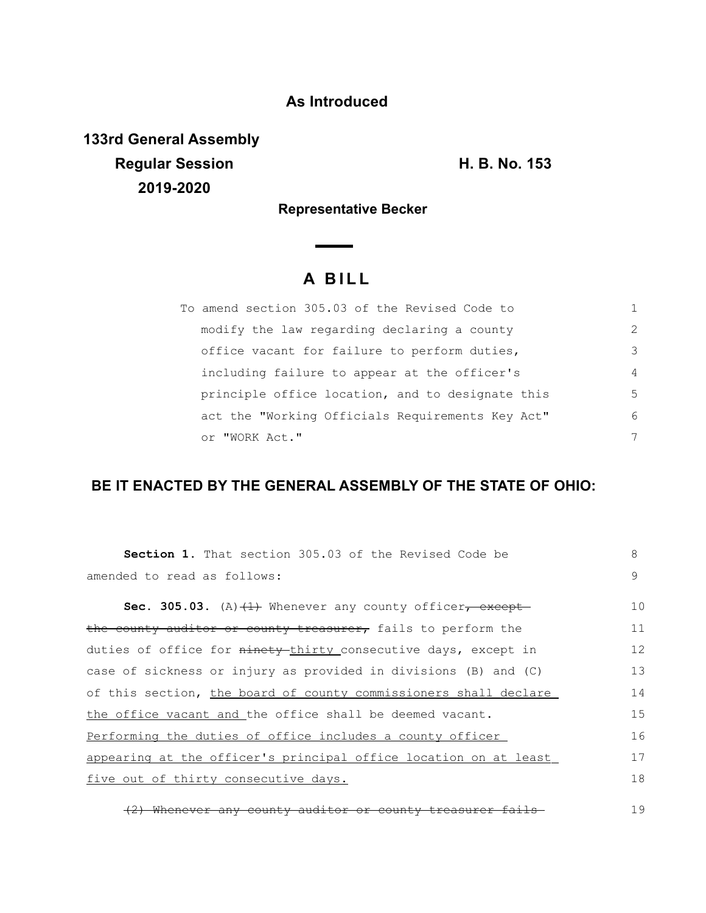**As Introduced**

**133rd General Assembly**
**Regular Session** **H. B. No. 153**
**2019-2020**

**Representative Becker**

# A BILL

To amend section 305.03 of the Revised Code to modify the law regarding declaring a county office vacant for failure to perform duties, including failure to appear at the officer's principle office location, and to designate this act the "Working Officials Requirements Key Act" or "WORK Act."

## BE IT ENACTED BY THE GENERAL ASSEMBLY OF THE STATE OF OHIO:

**Section 1.** That section 305.03 of the Revised Code be amended to read as follows:

**Sec. 305.03.** (A) ~~(1)~~ Whenever any county officer~~, except the county auditor or county treasurer,~~ fails to perform the duties of office for ~~ninety~~ thirty consecutive days, except in case of sickness or injury as provided in divisions (B) and (C) of this section, the board of county commissioners shall declare the office vacant and the office shall be deemed vacant. Performing the duties of office includes a county officer appearing at the officer's principal office location on at least five out of thirty consecutive days.

~~(2) Whenever any county auditor or county treasurer fails~~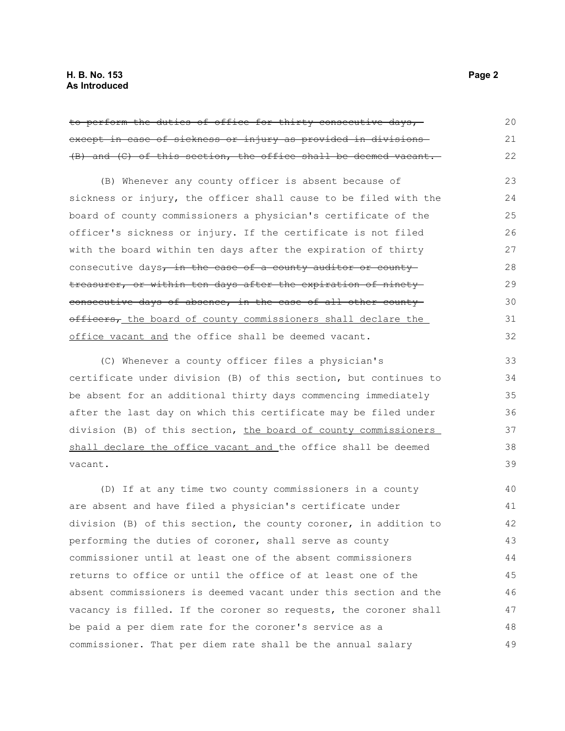~~to perform the duties of office for thirty consecutive days, except in case of sickness or injury as provided in divisions (B) and (C) of this section, the office shall be deemed vacant.~~

(B) Whenever any county officer is absent because of sickness or injury, the officer shall cause to be filed with the board of county commissioners a physician's certificate of the officer's sickness or injury. If the certificate is not filed with the board within ten days after the expiration of thirty consecutive days~~, in the case of a county auditor or county treasurer, or within ten days after the expiration of ninety consecutive days of absence, in the case of all other county officers,~~ <u>the board of county commissioners shall declare the office vacant and</u> the office shall be deemed vacant.

(C) Whenever a county officer files a physician's certificate under division (B) of this section, but continues to be absent for an additional thirty days commencing immediately after the last day on which this certificate may be filed under division (B) of this section, <u>the board of county commissioners shall declare the office vacant and</u> the office shall be deemed vacant.

(D) If at any time two county commissioners in a county are absent and have filed a physician's certificate under division (B) of this section, the county coroner, in addition to performing the duties of coroner, shall serve as county commissioner until at least one of the absent commissioners returns to office or until the office of at least one of the absent commissioners is deemed vacant under this section and the vacancy is filled. If the coroner so requests, the coroner shall be paid a per diem rate for the coroner's service as a commissioner. That per diem rate shall be the annual salary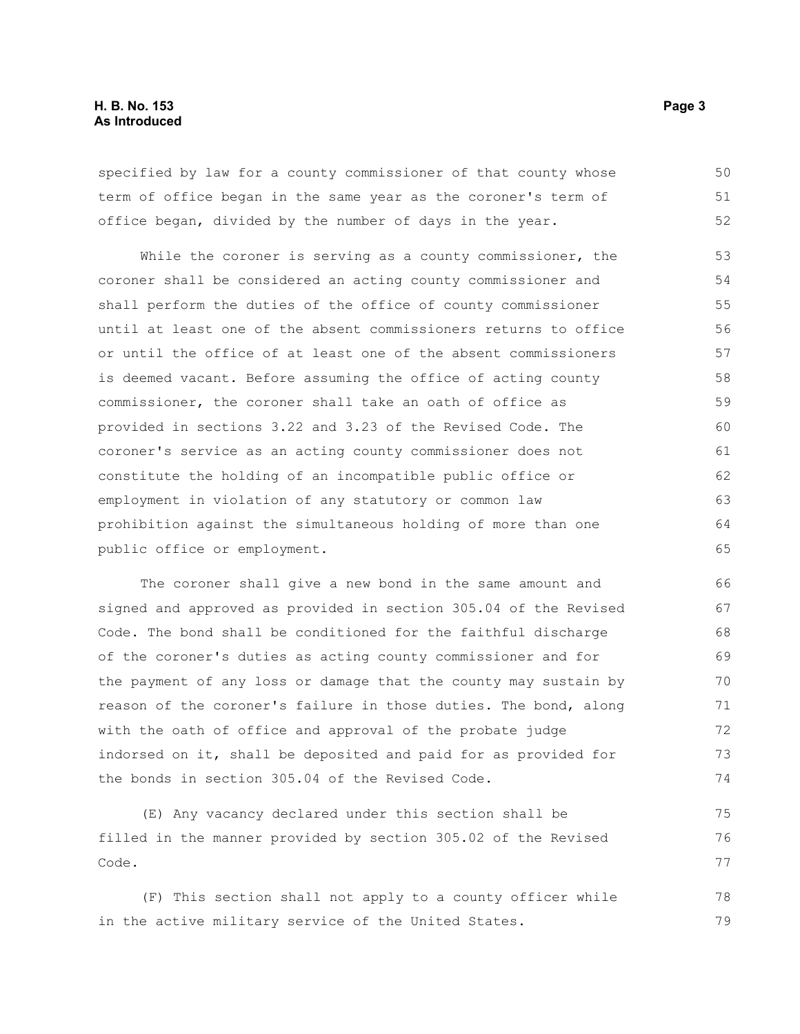specified by law for a county commissioner of that county whose term of office began in the same year as the coroner's term of office began, divided by the number of days in the year.

While the coroner is serving as a county commissioner, the coroner shall be considered an acting county commissioner and shall perform the duties of the office of county commissioner until at least one of the absent commissioners returns to office or until the office of at least one of the absent commissioners is deemed vacant. Before assuming the office of acting county commissioner, the coroner shall take an oath of office as provided in sections 3.22 and 3.23 of the Revised Code. The coroner's service as an acting county commissioner does not constitute the holding of an incompatible public office or employment in violation of any statutory or common law prohibition against the simultaneous holding of more than one public office or employment.

The coroner shall give a new bond in the same amount and signed and approved as provided in section 305.04 of the Revised Code. The bond shall be conditioned for the faithful discharge of the coroner's duties as acting county commissioner and for the payment of any loss or damage that the county may sustain by reason of the coroner's failure in those duties. The bond, along with the oath of office and approval of the probate judge indorsed on it, shall be deposited and paid for as provided for the bonds in section 305.04 of the Revised Code.

(E) Any vacancy declared under this section shall be filled in the manner provided by section 305.02 of the Revised Code.

(F) This section shall not apply to a county officer while in the active military service of the United States.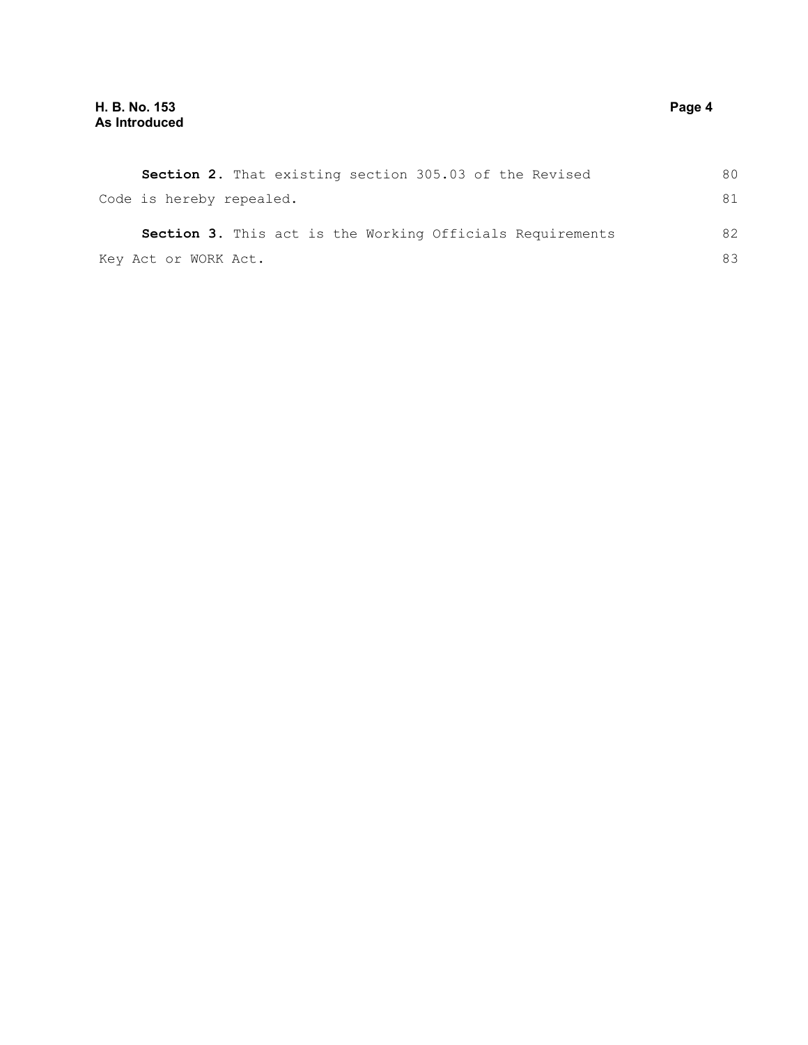**Section 2.** That existing section 305.03 of the Revised Code is hereby repealed.

**Section 3.** This act is the Working Officials Requirements Key Act or WORK Act.